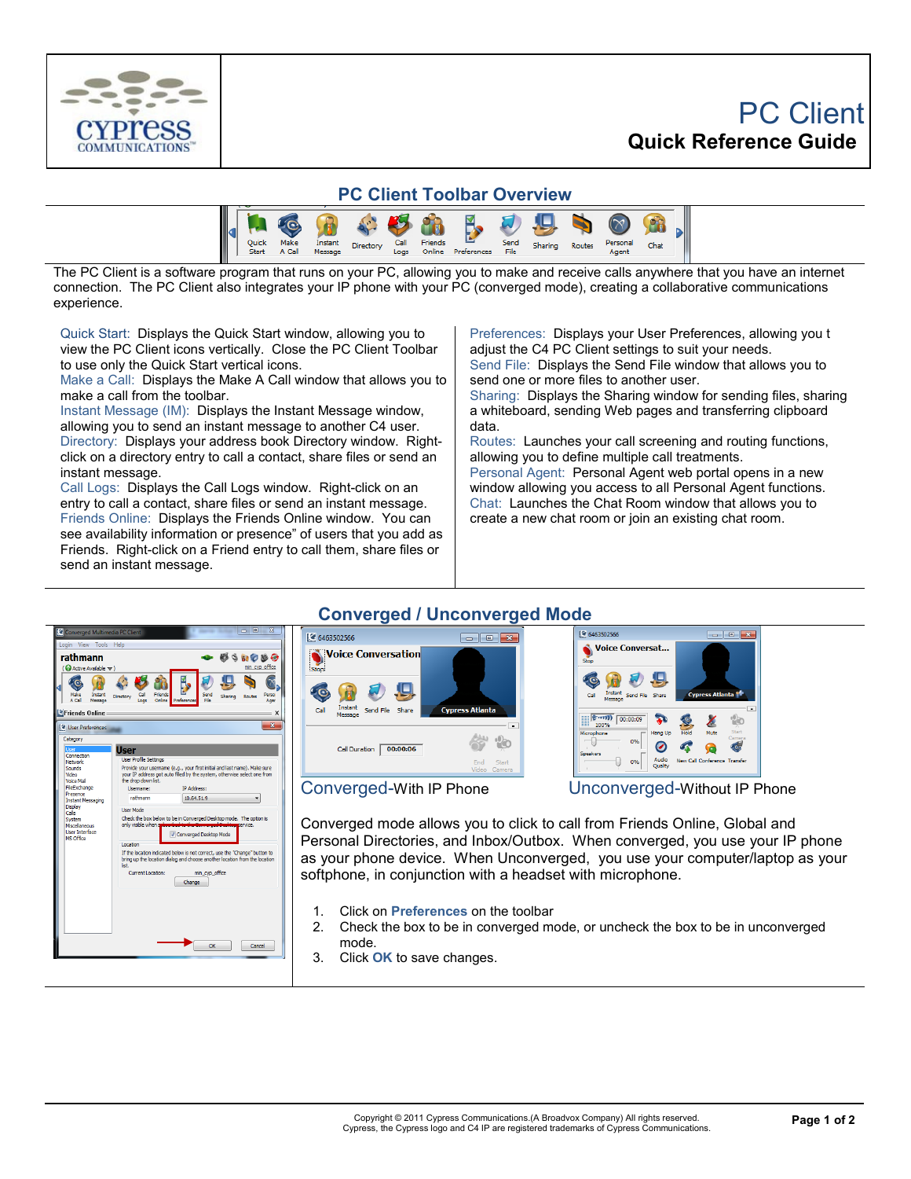# PC Client

## Quick Reference Guide

## PC Client Toolbar Overview

The PC Client is a software program that runs on your PC, allowing you to make and receive calls anywhere that you have an internet connection. The PC Client also integrates your IP phone with your PC (converged mode), creating a collaborative communications experience.

Quick Start: Displays the Quick Start window, allowing you to view the PC Client icons vertically. Close the PC Client Toolbar to use only the Quick Start vertical icons.
Make a Call: Displays the Make A Call window that allows you to make a call from the toolbar.
Instant Message (IM): Displays the Instant Message window, allowing you to send an instant message to another C4 user.
Directory: Displays your address book Directory window. Right-click on a directory entry to call a contact, share files or send an instant message.
Call Logs: Displays the Call Logs window. Right-click on an entry to call a contact, share files or send an instant message.
Friends Online: Displays the Friends Online window. You can see availability information or presence" of users that you add as Friends. Right-click on a Friend entry to call them, share files or send an instant message.

Preferences: Displays your User Preferences, allowing you t adjust the C4 PC Client settings to suit your needs.
Send File: Displays the Send File window that allows you to send one or more files to another user.
Sharing: Displays the Sharing window for sending files, sharing a whiteboard, sending Web pages and transferring clipboard data.
Routes: Launches your call screening and routing functions, allowing you to define multiple call treatments.
Personal Agent: Personal Agent web portal opens in a new window allowing you access to all Personal Agent functions.
Chat: Launches the Chat Room window that allows you to create a new chat room or join an existing chat room.

## Converged / Unconverged Mode

Converged-With IP Phone

Unconverged-Without IP Phone

Converged mode allows you to click to call from Friends Online, Global and Personal Directories, and Inbox/Outbox. When converged, you use your IP phone as your phone device. When Unconverged, you use your computer/laptop as your softphone, in conjunction with a headset with microphone.

1. Click on **Preferences** on the toolbar
2. Check the box to be in converged mode, or uncheck the box to be in unconverged mode.
3. Click **OK** to save changes.

Copyright © 2011 Cypress Communications.(A Broadvox Company) All rights reserved.
Cypress, the Cypress logo and C4 IP are registered trademarks of Cypress Communications.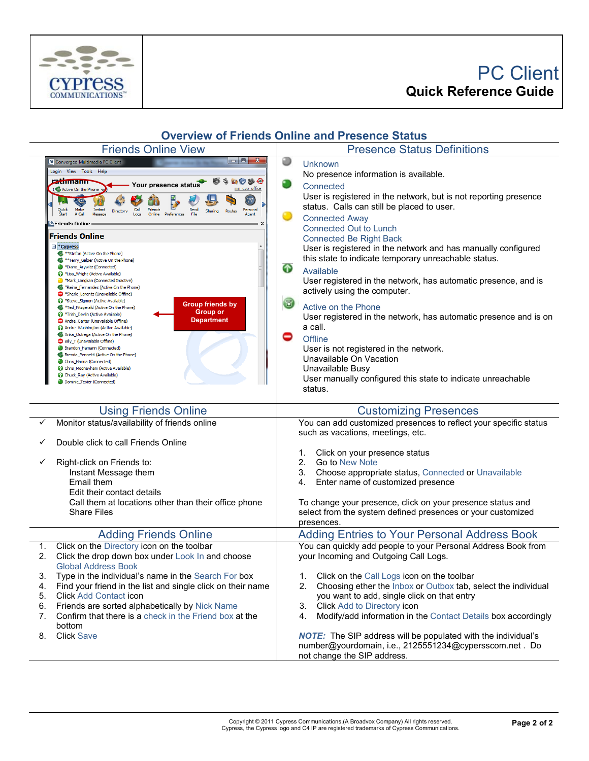# PC Client
## Quick Reference Guide

## Overview of Friends Online and Presence Status

### Friends Online View

Your presence status

Group friends by Group or Department

### Presence Status Definitions

**Unknown**
No presence information is available.

**Connected**
User is registered in the network, but is not reporting presence status. Calls can still be placed to user.

**Connected Away**
**Connected Out to Lunch**
**Connected Be Right Back**
User is registered in the network and has manually configured this state to indicate temporary unreachable status.

**Available**
User registered in the network, has automatic presence, and is actively using the computer.

**Active on the Phone**
User registered in the network, has automatic presence and is on a call.

**Offline**
User is not registered in the network.
Unavailable On Vacation
Unavailable Busy
User manually configured this state to indicate unreachable status.

### Using Friends Online

- ✓ Monitor status/availability of friends online
- ✓ Double click to call Friends Online
- ✓ Right-click on Friends to:
  - Instant Message them
  - Email them
  - Edit their contact details
  - Call them at locations other than their office phone
  - Share Files

### Customizing Presences

You can add customized presences to reflect your specific status such as vacations, meetings, etc.

1. Click on your presence status
2. Go to New Note
3. Choose appropriate status, Connected or Unavailable
4. Enter name of customized presence

To change your presence, click on your presence status and select from the system defined presences or your customized presences.

### Adding Friends Online

1. Click on the Directory icon on the toolbar
2. Click the drop down box under Look In and choose Global Address Book
3. Type in the individual's name in the Search For box
4. Find your friend in the list and single click on their name
5. Click Add Contact icon
6. Friends are sorted alphabetically by Nick Name
7. Confirm that there is a check in the Friend box at the bottom
8. Click Save

### Adding Entries to Your Personal Address Book

You can quickly add people to your Personal Address Book from your Incoming and Outgoing Call Logs.

1. Click on the Call Logs icon on the toolbar
2. Choosing ether the Inbox or Outbox tab, select the individual you want to add, single click on that entry
3. Click Add to Directory icon
4. Modify/add information in the Contact Details box accordingly

***NOTE:*** The SIP address will be populated with the individual's number@yourdomain, i.e., 2125551234@cypersscom.net . Do not change the SIP address.

Copyright © 2011 Cypress Communications.(A Broadvox Company) All rights reserved.
Cypress, the Cypress logo and C4 IP are registered trademarks of Cypress Communications.